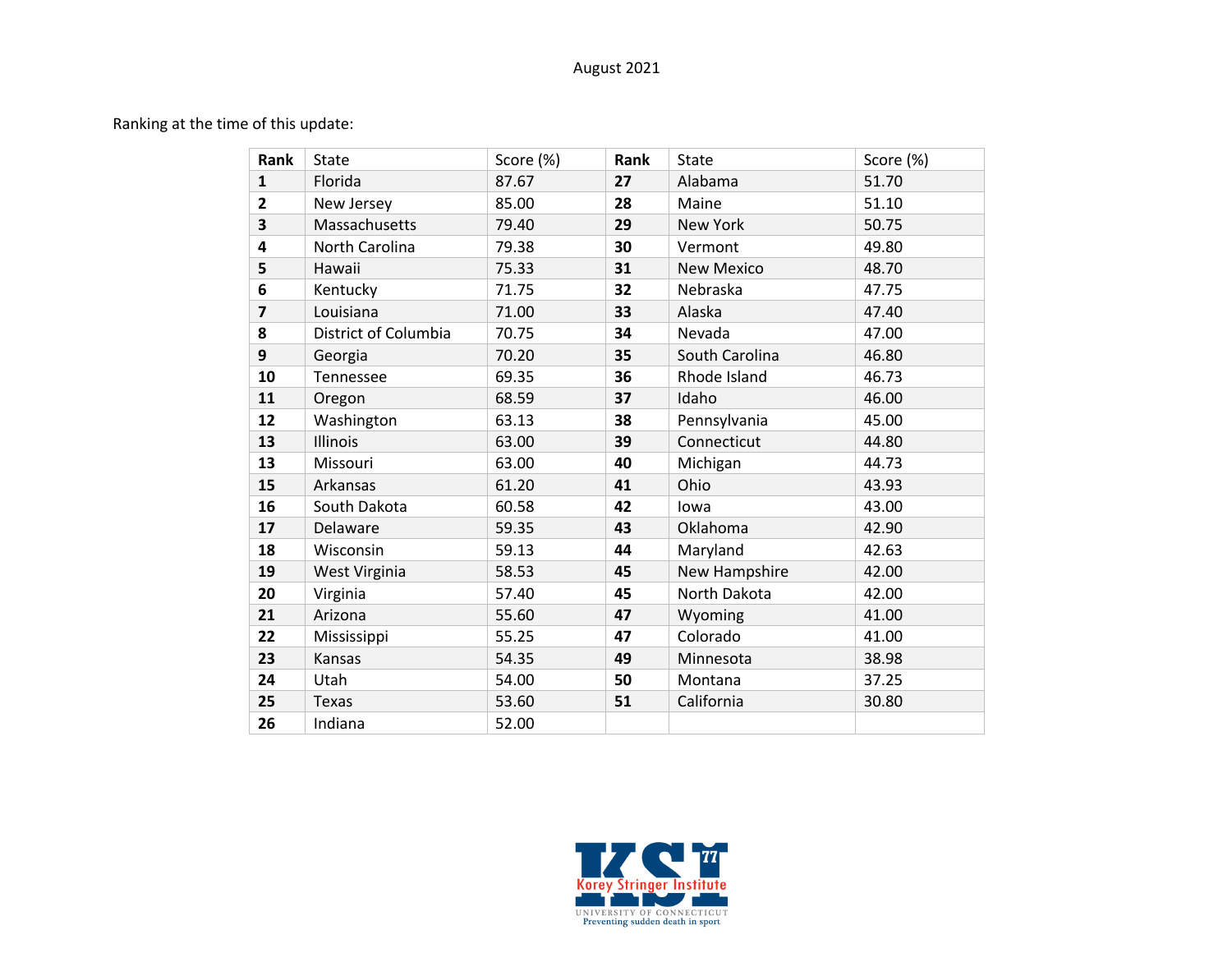August 2021

Ranking at the time of this update:

| Rank | State | Score (%) | Rank | State | Score (%) |
|---|---|---|---|---|---|
| **1** | Florida | 87.67 | **27** | Alabama | 51.70 |
| **2** | New Jersey | 85.00 | **28** | Maine | 51.10 |
| **3** | Massachusetts | 79.40 | **29** | New York | 50.75 |
| **4** | North Carolina | 79.38 | **30** | Vermont | 49.80 |
| **5** | Hawaii | 75.33 | **31** | New Mexico | 48.70 |
| **6** | Kentucky | 71.75 | **32** | Nebraska | 47.75 |
| **7** | Louisiana | 71.00 | **33** | Alaska | 47.40 |
| **8** | District of Columbia | 70.75 | **34** | Nevada | 47.00 |
| **9** | Georgia | 70.20 | **35** | South Carolina | 46.80 |
| **10** | Tennessee | 69.35 | **36** | Rhode Island | 46.73 |
| **11** | Oregon | 68.59 | **37** | Idaho | 46.00 |
| **12** | Washington | 63.13 | **38** | Pennsylvania | 45.00 |
| **13** | Illinois | 63.00 | **39** | Connecticut | 44.80 |
| **13** | Missouri | 63.00 | **40** | Michigan | 44.73 |
| **15** | Arkansas | 61.20 | **41** | Ohio | 43.93 |
| **16** | South Dakota | 60.58 | **42** | Iowa | 43.00 |
| **17** | Delaware | 59.35 | **43** | Oklahoma | 42.90 |
| **18** | Wisconsin | 59.13 | **44** | Maryland | 42.63 |
| **19** | West Virginia | 58.53 | **45** | New Hampshire | 42.00 |
| **20** | Virginia | 57.40 | **45** | North Dakota | 42.00 |
| **21** | Arizona | 55.60 | **47** | Wyoming | 41.00 |
| **22** | Mississippi | 55.25 | **47** | Colorado | 41.00 |
| **23** | Kansas | 54.35 | **49** | Minnesota | 38.98 |
| **24** | Utah | 54.00 | **50** | Montana | 37.25 |
| **25** | Texas | 53.60 | **51** | California | 30.80 |
| **26** | Indiana | 52.00 | | | |

KSI 77 Korey Stringer Institute
UNIVERSITY OF CONNECTICUT
Preventing sudden death in sport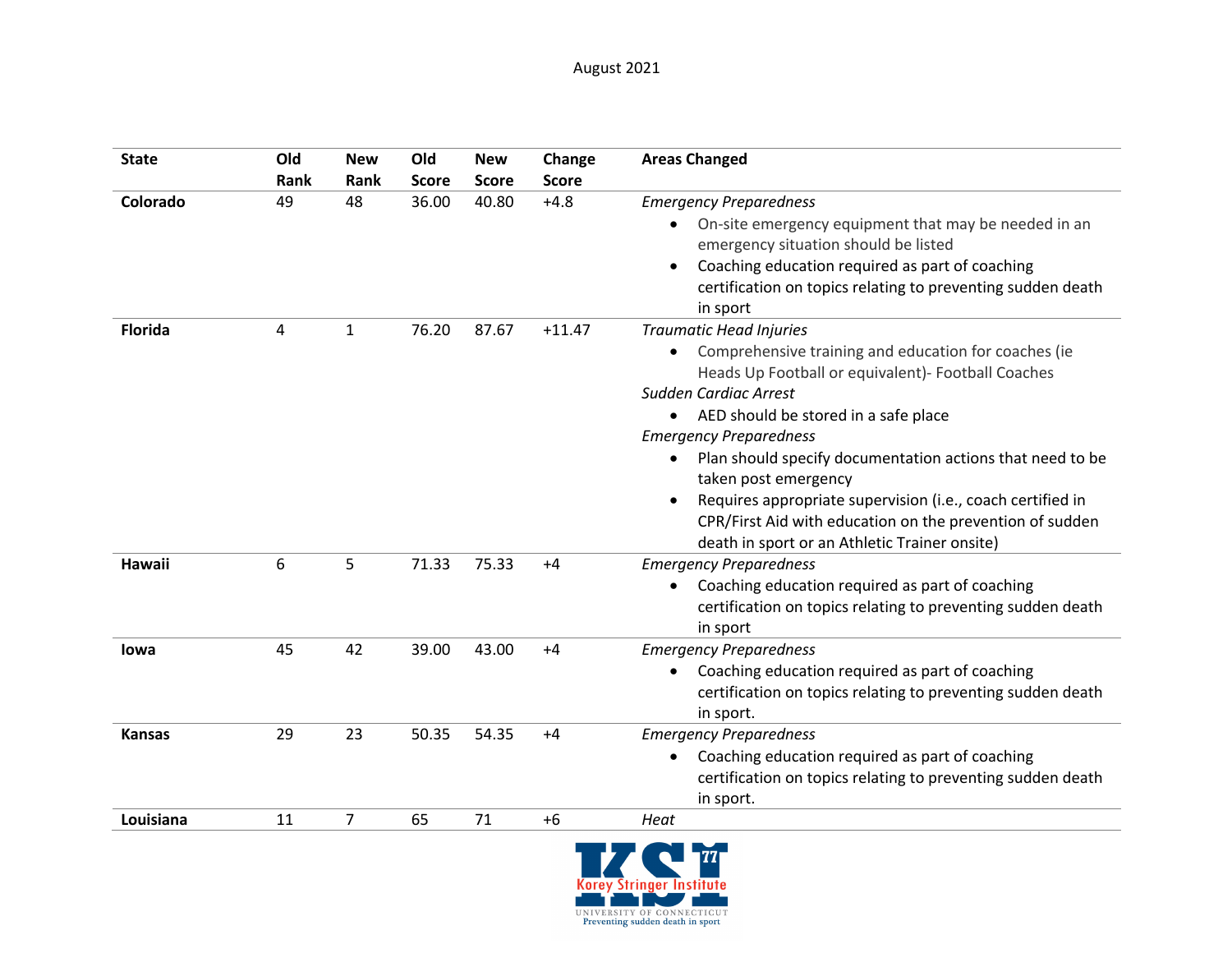| State | Old Rank | New Rank | Old Score | New Score | Change Score | Areas Changed |
|---|---|---|---|---|---|---|
| **Colorado** | 49 | 48 | 36.00 | 40.80 | +4.8 | *Emergency Preparedness*<br>• On-site emergency equipment that may be needed in an emergency situation should be listed<br>• Coaching education required as part of coaching certification on topics relating to preventing sudden death in sport |
| **Florida** | 4 | 1 | 76.20 | 87.67 | +11.47 | *Traumatic Head Injuries*<br>• Comprehensive training and education for coaches (ie Heads Up Football or equivalent)- Football Coaches<br>*Sudden Cardiac Arrest*<br>• AED should be stored in a safe place<br>*Emergency Preparedness*<br>• Plan should specify documentation actions that need to be taken post emergency<br>• Requires appropriate supervision (i.e., coach certified in CPR/First Aid with education on the prevention of sudden death in sport or an Athletic Trainer onsite) |
| **Hawaii** | 6 | 5 | 71.33 | 75.33 | +4 | *Emergency Preparedness*<br>• Coaching education required as part of coaching certification on topics relating to preventing sudden death in sport |
| **Iowa** | 45 | 42 | 39.00 | 43.00 | +4 | *Emergency Preparedness*<br>• Coaching education required as part of coaching certification on topics relating to preventing sudden death in sport. |
| **Kansas** | 29 | 23 | 50.35 | 54.35 | +4 | *Emergency Preparedness*<br>• Coaching education required as part of coaching certification on topics relating to preventing sudden death in sport. |
| **Louisiana** | 11 | 7 | 65 | 71 | +6 | *Heat* |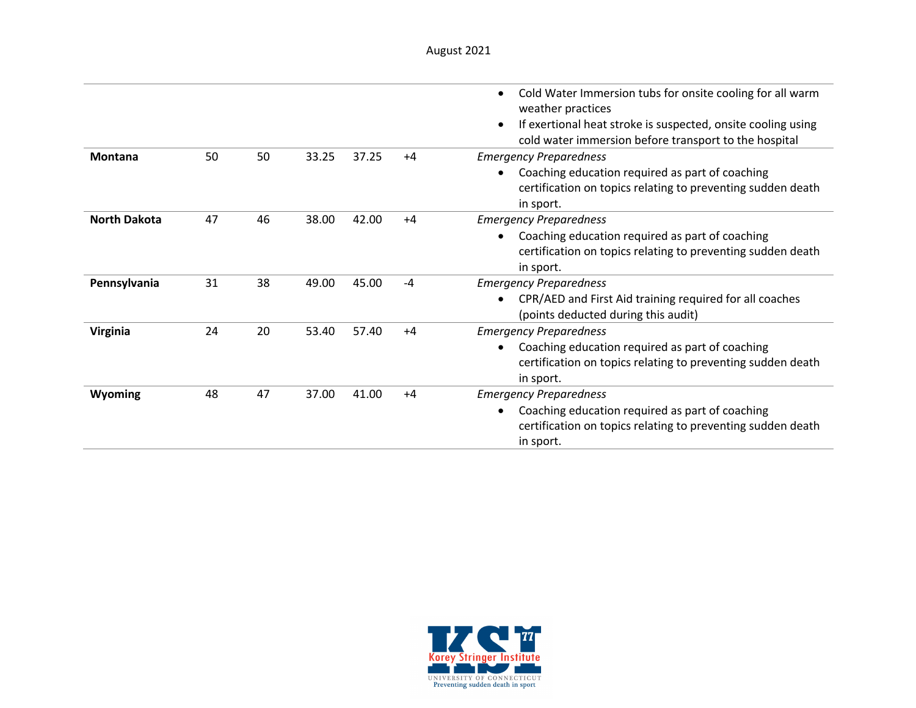| | | | | | | |
|---|---|---|---|---|---|---|
| | | | | | | • Cold Water Immersion tubs for onsite cooling for all warm weather practices<br>• If exertional heat stroke is suspected, onsite cooling using cold water immersion before transport to the hospital |
| **Montana** | 50 | 50 | 33.25 | 37.25 | +4 | *Emergency Preparedness*<br>• Coaching education required as part of coaching certification on topics relating to preventing sudden death in sport. |
| **North Dakota** | 47 | 46 | 38.00 | 42.00 | +4 | *Emergency Preparedness*<br>• Coaching education required as part of coaching certification on topics relating to preventing sudden death in sport. |
| **Pennsylvania** | 31 | 38 | 49.00 | 45.00 | -4 | *Emergency Preparedness*<br>• CPR/AED and First Aid training required for all coaches (points deducted during this audit) |
| **Virginia** | 24 | 20 | 53.40 | 57.40 | +4 | *Emergency Preparedness*<br>• Coaching education required as part of coaching certification on topics relating to preventing sudden death in sport. |
| **Wyoming** | 48 | 47 | 37.00 | 41.00 | +4 | *Emergency Preparedness*<br>• Coaching education required as part of coaching certification on topics relating to preventing sudden death in sport. |